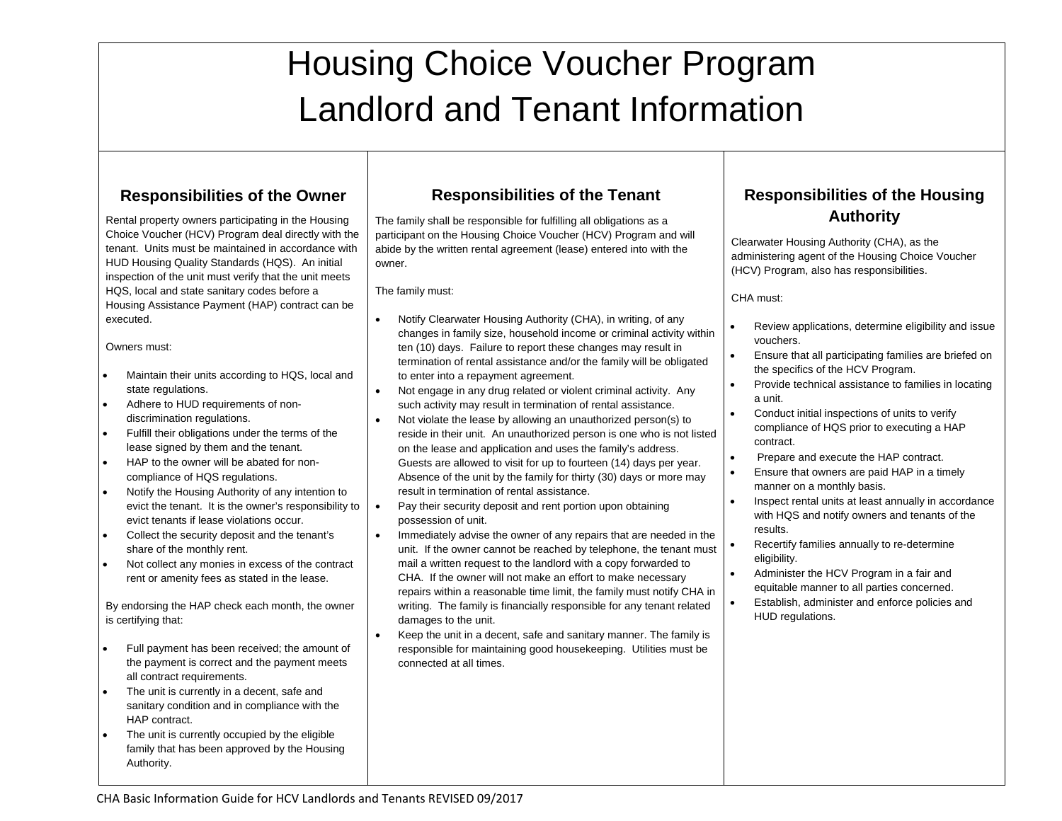# Housing Choice Voucher Program
# Landlord and Tenant Information

## Responsibilities of the Owner

Rental property owners participating in the Housing Choice Voucher (HCV) Program deal directly with the tenant. Units must be maintained in accordance with HUD Housing Quality Standards (HQS). An initial inspection of the unit must verify that the unit meets HQS, local and state sanitary codes before a Housing Assistance Payment (HAP) contract can be executed.

Owners must:

- Maintain their units according to HQS, local and state regulations.
- Adhere to HUD requirements of non-discrimination regulations.
- Fulfill their obligations under the terms of the lease signed by them and the tenant.
- HAP to the owner will be abated for non-compliance of HQS regulations.
- Notify the Housing Authority of any intention to evict the tenant. It is the owner's responsibility to evict tenants if lease violations occur.
- Collect the security deposit and the tenant's share of the monthly rent.
- Not collect any monies in excess of the contract rent or amenity fees as stated in the lease.

By endorsing the HAP check each month, the owner is certifying that:

- Full payment has been received; the amount of the payment is correct and the payment meets all contract requirements.
- The unit is currently in a decent, safe and sanitary condition and in compliance with the HAP contract.
- The unit is currently occupied by the eligible family that has been approved by the Housing Authority.

## Responsibilities of the Tenant

The family shall be responsible for fulfilling all obligations as a participant on the Housing Choice Voucher (HCV) Program and will abide by the written rental agreement (lease) entered into with the owner.

The family must:

- Notify Clearwater Housing Authority (CHA), in writing, of any changes in family size, household income or criminal activity within ten (10) days. Failure to report these changes may result in termination of rental assistance and/or the family will be obligated to enter into a repayment agreement.
- Not engage in any drug related or violent criminal activity. Any such activity may result in termination of rental assistance.
- Not violate the lease by allowing an unauthorized person(s) to reside in their unit. An unauthorized person is one who is not listed on the lease and application and uses the family's address. Guests are allowed to visit for up to fourteen (14) days per year. Absence of the unit by the family for thirty (30) days or more may result in termination of rental assistance.
- Pay their security deposit and rent portion upon obtaining possession of unit.
- Immediately advise the owner of any repairs that are needed in the unit. If the owner cannot be reached by telephone, the tenant must mail a written request to the landlord with a copy forwarded to CHA. If the owner will not make an effort to make necessary repairs within a reasonable time limit, the family must notify CHA in writing. The family is financially responsible for any tenant related damages to the unit.
- Keep the unit in a decent, safe and sanitary manner. The family is responsible for maintaining good housekeeping. Utilities must be connected at all times.

## Responsibilities of the Housing Authority

Clearwater Housing Authority (CHA), as the administering agent of the Housing Choice Voucher (HCV) Program, also has responsibilities.

CHA must:

- Review applications, determine eligibility and issue vouchers.
- Ensure that all participating families are briefed on the specifics of the HCV Program.
- Provide technical assistance to families in locating a unit.
- Conduct initial inspections of units to verify compliance of HQS prior to executing a HAP contract.
- Prepare and execute the HAP contract.
- Ensure that owners are paid HAP in a timely manner on a monthly basis.
- Inspect rental units at least annually in accordance with HQS and notify owners and tenants of the results.
- Recertify families annually to re-determine eligibility.
- Administer the HCV Program in a fair and equitable manner to all parties concerned.
- Establish, administer and enforce policies and HUD regulations.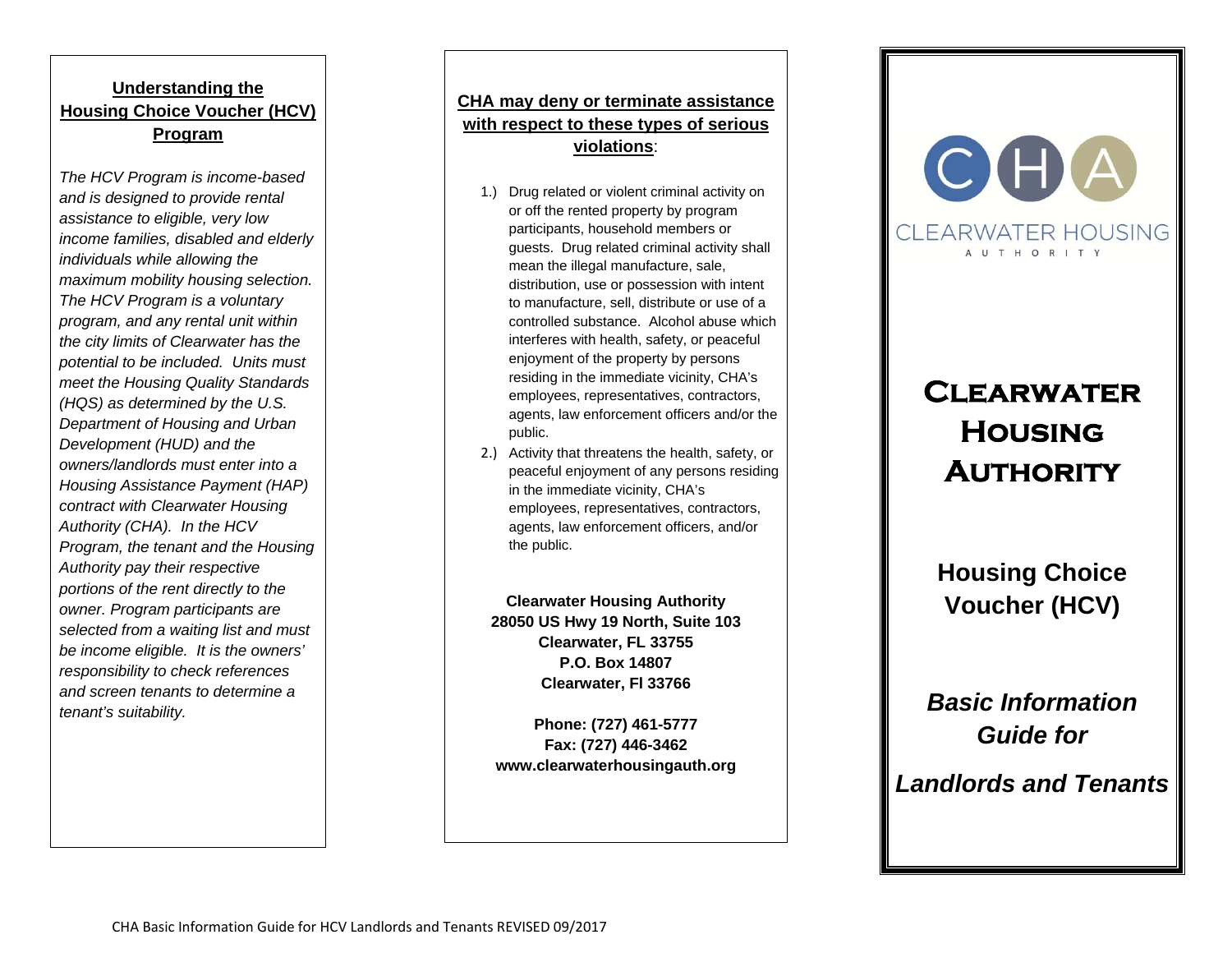## Understanding the Housing Choice Voucher (HCV) Program

*The HCV Program is income-based and is designed to provide rental assistance to eligible, very low income families, disabled and elderly individuals while allowing the maximum mobility housing selection. The HCV Program is a voluntary program, and any rental unit within the city limits of Clearwater has the potential to be included. Units must meet the Housing Quality Standards (HQS) as determined by the U.S. Department of Housing and Urban Development (HUD) and the owners/landlords must enter into a Housing Assistance Payment (HAP) contract with Clearwater Housing Authority (CHA). In the HCV Program, the tenant and the Housing Authority pay their respective portions of the rent directly to the owner. Program participants are selected from a waiting list and must be income eligible. It is the owners' responsibility to check references and screen tenants to determine a tenant's suitability.*

## CHA may deny or terminate assistance with respect to these types of serious violations:

1.) Drug related or violent criminal activity on or off the rented property by program participants, household members or guests. Drug related criminal activity shall mean the illegal manufacture, sale, distribution, use or possession with intent to manufacture, sell, distribute or use of a controlled substance. Alcohol abuse which interferes with health, safety, or peaceful enjoyment of the property by persons residing in the immediate vicinity, CHA's employees, representatives, contractors, agents, law enforcement officers and/or the public.

2.) Activity that threatens the health, safety, or peaceful enjoyment of any persons residing in the immediate vicinity, CHA's employees, representatives, contractors, agents, law enforcement officers, and/or the public.

**Clearwater Housing Authority**
**28050 US Hwy 19 North, Suite 103**
**Clearwater, FL 33755**
**P.O. Box 14807**
**Clearwater, Fl 33766**

**Phone: (727) 461-5777**
**Fax: (727) 446-3462**
**www.clearwaterhousingauth.org**

CHA
CLEARWATER HOUSING AUTHORITY

# Clearwater Housing Authority

## Housing Choice Voucher (HCV)

***Basic Information Guide for***

***Landlords and Tenants***

CHA Basic Information Guide for HCV Landlords and Tenants REVISED 09/2017